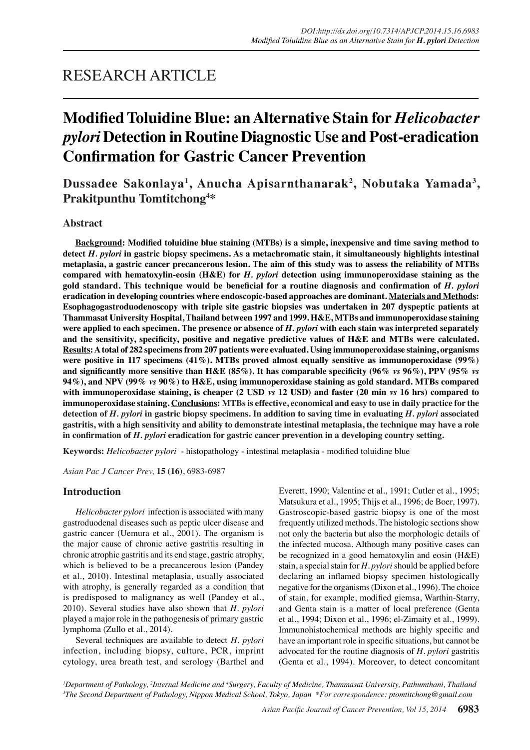RESEARCH ARTICLE

# Modified Toluidine Blue: an Alternative Stain for *Helicobacter pylori* Detection in Routine Diagnostic Use and Post-eradication Confirmation for Gastric Cancer Prevention

**Dussadee Sakonlaya[1], Anucha Apisarnthanarak[2], Nobutaka Yamada[3], Prakitpunthu Tomtitchong[4]***

## Abstract

**Background: Modified toluidine blue staining (MTBs) is a simple, inexpensive and time saving method to detect *H. pylori* in gastric biopsy specimens. As a metachromatic stain, it simultaneously highlights intestinal metaplasia, a gastric cancer precancerous lesion. The aim of this study was to assess the reliability of MTBs compared with hematoxylin-eosin (H&E) for *H. pylori* detection using immunoperoxidase staining as the gold standard. This technique would be beneficial for a routine diagnosis and confirmation of *H. pylori* eradication in developing countries where endoscopic-based approaches are dominant. Materials and Methods: Esophagogastroduodenoscopy with triple site gastric biopsies was undertaken in 207 dyspeptic patients at Thammasat University Hospital, Thailand between 1997 and 1999. H&E, MTBs and immunoperoxidase staining were applied to each specimen. The presence or absence of *H. pylori* with each stain was interpreted separately and the sensitivity, specificity, positive and negative predictive values of H&E and MTBs were calculated. Results: A total of 282 specimens from 207 patients were evaluated. Using immunoperoxidase staining, organisms were positive in 117 specimens (41%). MTBs proved almost equally sensitive as immunoperoxidase (99%) and significantly more sensitive than H&E (85%). It has comparable specificity (96% *vs* 96%), PPV (95% *vs* 94%), and NPV (99% *vs* 90%) to H&E, using immunoperoxidase staining as gold standard. MTBs compared with immunoperoxidase staining, is cheaper (2 USD *vs* 12 USD) and faster (20 min *vs* 16 hrs) compared to immunoperoxidase staining. Conclusions: MTBs is effective, economical and easy to use in daily practice for the detection of *H. pylori* in gastric biopsy specimens. In addition to saving time in evaluating *H. pylori* associated gastritis, with a high sensitivity and ability to demonstrate intestinal metaplasia, the technique may have a role in confirmation of *H. pylori* eradication for gastric cancer prevention in a developing country setting.**

**Keywords:** *Helicobacter pylori* - histopathology - intestinal metaplasia - modified toluidine blue

## Introduction

*Helicobacter pylori* infection is associated with many gastroduodenal diseases such as peptic ulcer disease and gastric cancer (Uemura et al., 2001). The organism is the major cause of chronic active gastritis resulting in chronic atrophic gastritis and its end stage, gastric atrophy, which is believed to be a precancerous lesion (Pandey et al., 2010). Intestinal metaplasia, usually associated with atrophy, is generally regarded as a condition that is predisposed to malignancy as well (Pandey et al., 2010). Several studies have also shown that *H. pylori* played a major role in the pathogenesis of primary gastric lymphoma (Zullo et al., 2014).

Several techniques are available to detect *H. pylori* infection, including biopsy, culture, PCR, imprint cytology, urea breath test, and serology (Barthel and Everett, 1990; Valentine et al., 1991; Cutler et al., 1995; Matsukura et al., 1995; Thijs et al., 1996; de Boer, 1997). Gastroscopic-based gastric biopsy is one of the most frequently utilized methods. The histologic sections show not only the bacteria but also the morphologic details of the infected mucosa. Although many positive cases can be recognized in a good hematoxylin and eosin (H&E) stain, a special stain for *H. pylori* should be applied before declaring an inflamed biopsy specimen histologically negative for the organisms (Dixon et al., 1996). The choice of stain, for example, modified giemsa, Warthin-Starry, and Genta stain is a matter of local preference (Genta et al., 1994; Dixon et al., 1996; el-Zimaity et al., 1999). Immunohistochemical methods are highly specific and have an important role in specific situations, but cannot be advocated for the routine diagnosis of *H. pylori* gastritis (Genta et al., 1994). Moreover, to detect concomitant

[1]Department of Pathology, [2]Internal Medicine and [4]Surgery, Faculty of Medicine, Thammasat University, Pathumthani, Thailand [3]The Second Department of Pathology, Nippon Medical School, Tokyo, Japan *For correspondence: ptomtitchong@gmail.com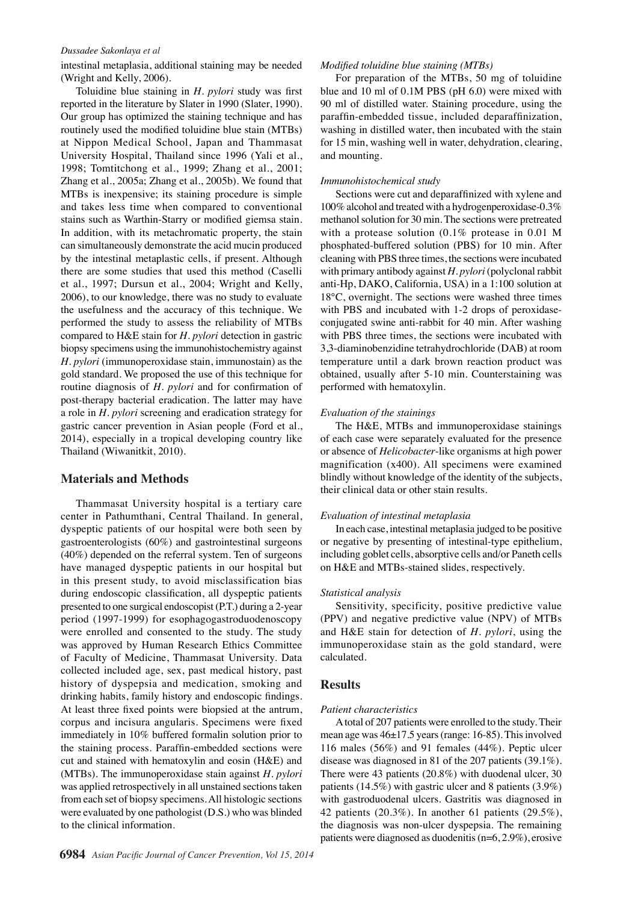intestinal metaplasia, additional staining may be needed (Wright and Kelly, 2006).

Toluidine blue staining in *H. pylori* study was first reported in the literature by Slater in 1990 (Slater, 1990). Our group has optimized the staining technique and has routinely used the modified toluidine blue stain (MTBs) at Nippon Medical School, Japan and Thammasat University Hospital, Thailand since 1996 (Yali et al., 1998; Tomtitchong et al., 1999; Zhang et al., 2001; Zhang et al., 2005a; Zhang et al., 2005b). We found that MTBs is inexpensive; its staining procedure is simple and takes less time when compared to conventional stains such as Warthin-Starry or modified giemsa stain. In addition, with its metachromatic property, the stain can simultaneously demonstrate the acid mucin produced by the intestinal metaplastic cells, if present. Although there are some studies that used this method (Caselli et al., 1997; Dursun et al., 2004; Wright and Kelly, 2006), to our knowledge, there was no study to evaluate the usefulness and the accuracy of this technique. We performed the study to assess the reliability of MTBs compared to H&E stain for *H. pylori* detection in gastric biopsy specimens using the immunohistochemistry against *H. pylori* (immunoperoxidase stain, immunostain) as the gold standard. We proposed the use of this technique for routine diagnosis of *H. pylori* and for confirmation of post-therapy bacterial eradication. The latter may have a role in *H. pylori* screening and eradication strategy for gastric cancer prevention in Asian people (Ford et al., 2014), especially in a tropical developing country like Thailand (Wiwanitkit, 2010).

## Materials and Methods

Thammasat University hospital is a tertiary care center in Pathumthani, Central Thailand. In general, dyspeptic patients of our hospital were both seen by gastroenterologists (60%) and gastrointestinal surgeons (40%) depended on the referral system. Ten of surgeons have managed dyspeptic patients in our hospital but in this present study, to avoid misclassification bias during endoscopic classification, all dyspeptic patients presented to one surgical endoscopist (P.T.) during a 2-year period (1997-1999) for esophagogastroduodenoscopy were enrolled and consented to the study. The study was approved by Human Research Ethics Committee of Faculty of Medicine, Thammasat University. Data collected included age, sex, past medical history, past history of dyspepsia and medication, smoking and drinking habits, family history and endoscopic findings. At least three fixed points were biopsied at the antrum, corpus and incisura angularis. Specimens were fixed immediately in 10% buffered formalin solution prior to the staining process. Paraffin-embedded sections were cut and stained with hematoxylin and eosin (H&E) and (MTBs). The immunoperoxidase stain against *H. pylori* was applied retrospectively in all unstained sections taken from each set of biopsy specimens. All histologic sections were evaluated by one pathologist (D.S.) who was blinded to the clinical information.

### *Modified toluidine blue staining (MTBs)*

For preparation of the MTBs, 50 mg of toluidine blue and 10 ml of 0.1M PBS (pH 6.0) were mixed with 90 ml of distilled water. Staining procedure, using the paraffin-embedded tissue, included deparaffinization, washing in distilled water, then incubated with the stain for 15 min, washing well in water, dehydration, clearing, and mounting.

### *Immunohistochemical study*

Sections were cut and deparaffinized with xylene and 100% alcohol and treated with a hydrogenperoxidase-0.3% methanol solution for 30 min. The sections were pretreated with a protease solution (0.1% protease in 0.01 M phosphated-buffered solution (PBS) for 10 min. After cleaning with PBS three times, the sections were incubated with primary antibody against *H. pylori* (polyclonal rabbit anti-Hp, DAKO, California, USA) in a 1:100 solution at 18°C, overnight. The sections were washed three times with PBS and incubated with 1-2 drops of peroxidase-conjugated swine anti-rabbit for 40 min. After washing with PBS three times, the sections were incubated with 3,3-diaminobenzidine tetrahydrochloride (DAB) at room temperature until a dark brown reaction product was obtained, usually after 5-10 min. Counterstaining was performed with hematoxylin.

### *Evaluation of the stainings*

The H&E, MTBs and immunoperoxidase stainings of each case were separately evaluated for the presence or absence of *Helicobacter*-like organisms at high power magnification (x400). All specimens were examined blindly without knowledge of the identity of the subjects, their clinical data or other stain results.

### *Evaluation of intestinal metaplasia*

In each case, intestinal metaplasia judged to be positive or negative by presenting of intestinal-type epithelium, including goblet cells, absorptive cells and/or Paneth cells on H&E and MTBs-stained slides, respectively.

### *Statistical analysis*

Sensitivity, specificity, positive predictive value (PPV) and negative predictive value (NPV) of MTBs and H&E stain for detection of *H. pylori*, using the immunoperoxidase stain as the gold standard, were calculated.

## Results

### *Patient characteristics*

A total of 207 patients were enrolled to the study. Their mean age was 46±17.5 years (range: 16-85). This involved 116 males (56%) and 91 females (44%). Peptic ulcer disease was diagnosed in 81 of the 207 patients (39.1%). There were 43 patients (20.8%) with duodenal ulcer, 30 patients (14.5%) with gastric ulcer and 8 patients (3.9%) with gastroduodenal ulcers. Gastritis was diagnosed in 42 patients (20.3%). In another 61 patients (29.5%), the diagnosis was non-ulcer dyspepsia. The remaining patients were diagnosed as duodenitis (n=6, 2.9%), erosive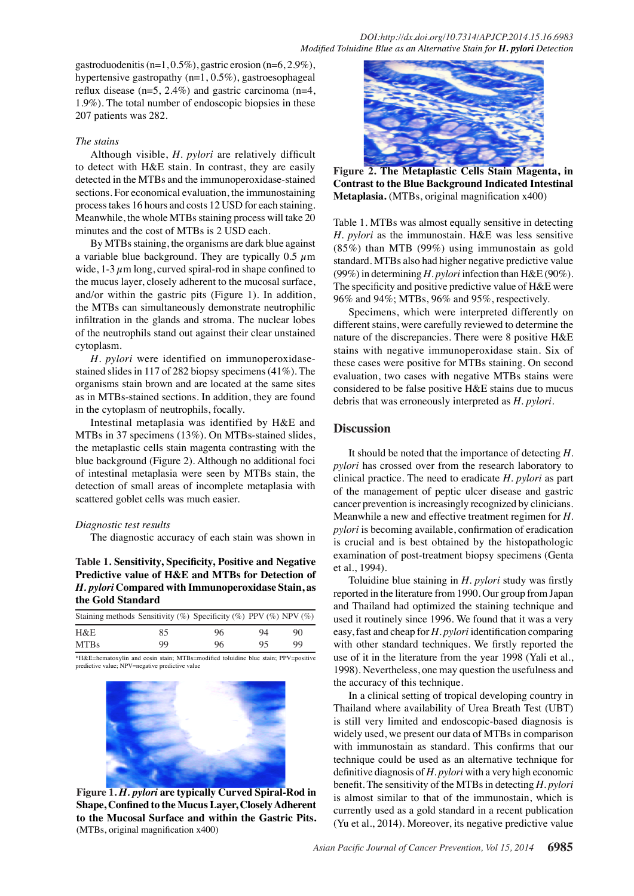gastroduodenitis (n=1, 0.5%), gastric erosion (n=6, 2.9%), hypertensive gastropathy (n=1, 0.5%), gastroesophageal reflux disease (n=5, 2.4%) and gastric carcinoma (n=4, 1.9%). The total number of endoscopic biopsies in these 207 patients was 282.

*The stains*

Although visible, *H. pylori* are relatively difficult to detect with H&E stain. In contrast, they are easily detected in the MTBs and the immunoperoxidase-stained sections. For economical evaluation, the immunostaining process takes 16 hours and costs 12 USD for each staining. Meanwhile, the whole MTBs staining process will take 20 minutes and the cost of MTBs is 2 USD each.

By MTBs staining, the organisms are dark blue against a variable blue background. They are typically 0.5 $\mu$m wide, 1-3 $\mu$m long, curved spiral-rod in shape confined to the mucus layer, closely adherent to the mucosal surface, and/or within the gastric pits (Figure 1). In addition, the MTBs can simultaneously demonstrate neutrophilic infiltration in the glands and stroma. The nuclear lobes of the neutrophils stand out against their clear unstained cytoplasm.

*H. pylori* were identified on immunoperoxidase-stained slides in 117 of 282 biopsy specimens (41%). The organisms stain brown and are located at the same sites as in MTBs-stained sections. In addition, they are found in the cytoplasm of neutrophils, focally.

Intestinal metaplasia was identified by H&E and MTBs in 37 specimens (13%). On MTBs-stained slides, the metaplastic cells stain magenta contrasting with the blue background (Figure 2). Although no additional foci of intestinal metaplasia were seen by MTBs stain, the detection of small areas of incomplete metaplasia with scattered goblet cells was much easier.

*Diagnostic test results*

The diagnostic accuracy of each stain was shown in Table 1. MTBs was almost equally sensitive in detecting *H. pylori* as the immunostain. H&E was less sensitive (85%) than MTB (99%) using immunostain as gold standard. MTBs also had higher negative predictive value (99%) in determining *H. pylori* infection than H&E (90%). The specificity and positive predictive value of H&E were 96% and 94%; MTBs, 96% and 95%, respectively.

**Table 1. Sensitivity, Specificity, Positive and Negative Predictive value of H&E and MTBs for Detection of *H. pylori* Compared with Immunoperoxidase Stain, as the Gold Standard**

| Staining methods | Sensitivity (%) | Specificity (%) | PPV (%) | NPV (%) |
|---|---|---|---|---|
| H&E | 85 | 96 | 94 | 90 |
| MTBs | 99 | 96 | 95 | 99 |

*H&E=hematoxylin and eosin stain; MTBs=modified toluidine blue stain; PPV=positive predictive value; NPV=negative predictive value

**Figure 1. *H. pylori* are typically Curved Spiral-Rod in Shape, Confined to the Mucus Layer, Closely Adherent to the Mucosal Surface and within the Gastric Pits.** (MTBs, original magnification x400)

**Figure 2. The Metaplastic Cells Stain Magenta, in Contrast to the Blue Background Indicated Intestinal Metaplasia.** (MTBs, original magnification x400)

Specimens, which were interpreted differently on different stains, were carefully reviewed to determine the nature of the discrepancies. There were 8 positive H&E stains with negative immunoperoxidase stain. Six of these cases were positive for MTBs staining. On second evaluation, two cases with negative MTBs stains were considered to be false positive H&E stains due to mucus debris that was erroneously interpreted as *H. pylori*.

## Discussion

It should be noted that the importance of detecting *H. pylori* has crossed over from the research laboratory to clinical practice. The need to eradicate *H. pylori* as part of the management of peptic ulcer disease and gastric cancer prevention is increasingly recognized by clinicians. Meanwhile a new and effective treatment regimen for *H. pylori* is becoming available, confirmation of eradication is crucial and is best obtained by the histopathologic examination of post-treatment biopsy specimens (Genta et al., 1994).

Toluidine blue staining in *H. pylori* study was firstly reported in the literature from 1990. Our group from Japan and Thailand had optimized the staining technique and used it routinely since 1996. We found that it was a very easy, fast and cheap for *H. pylori* identification comparing with other standard techniques. We firstly reported the use of it in the literature from the year 1998 (Yali et al., 1998). Nevertheless, one may question the usefulness and the accuracy of this technique.

In a clinical setting of tropical developing country in Thailand where availability of Urea Breath Test (UBT) is still very limited and endoscopic-based diagnosis is widely used, we present our data of MTBs in comparison with immunostain as standard. This confirms that our technique could be used as an alternative technique for definitive diagnosis of *H. pylori* with a very high economic benefit. The sensitivity of the MTBs in detecting *H. pylori* is almost similar to that of the immunostain, which is currently used as a gold standard in a recent publication (Yu et al., 2014). Moreover, its negative predictive value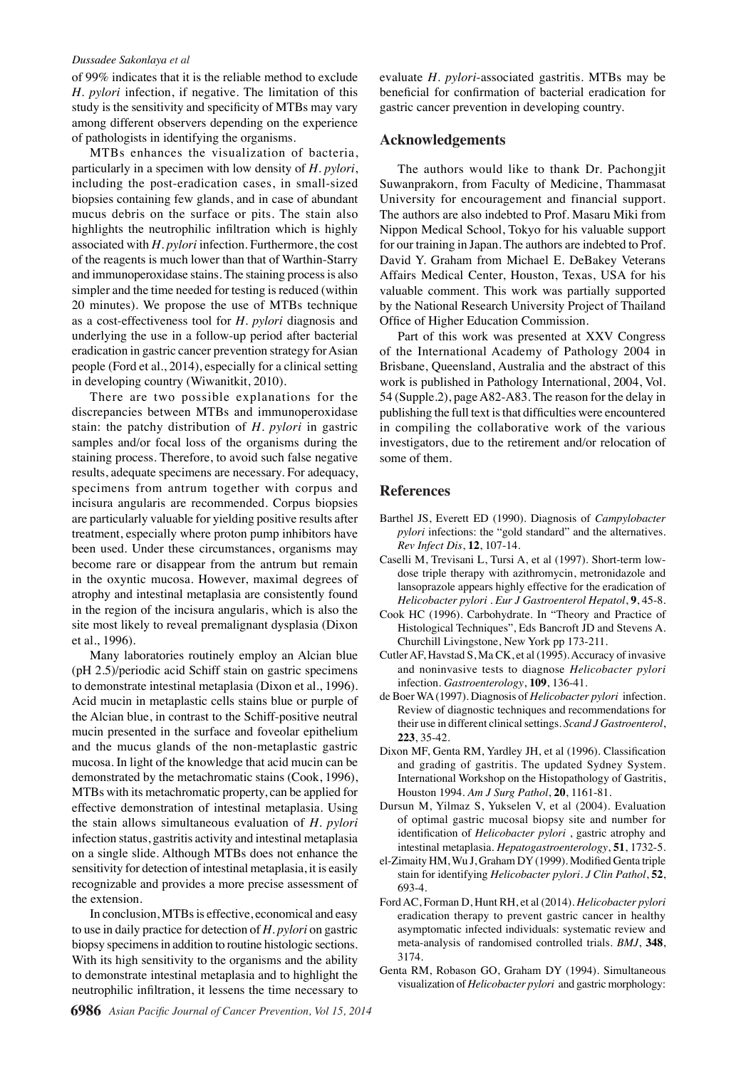of 99% indicates that it is the reliable method to exclude *H. pylori* infection, if negative. The limitation of this study is the sensitivity and specificity of MTBs may vary among different observers depending on the experience of pathologists in identifying the organisms.

MTBs enhances the visualization of bacteria, particularly in a specimen with low density of *H. pylori*, including the post-eradication cases, in small-sized biopsies containing few glands, and in case of abundant mucus debris on the surface or pits. The stain also highlights the neutrophilic infiltration which is highly associated with *H. pylori* infection. Furthermore, the cost of the reagents is much lower than that of Warthin-Starry and immunoperoxidase stains. The staining process is also simpler and the time needed for testing is reduced (within 20 minutes). We propose the use of MTBs technique as a cost-effectiveness tool for *H. pylori* diagnosis and underlying the use in a follow-up period after bacterial eradication in gastric cancer prevention strategy for Asian people (Ford et al., 2014), especially for a clinical setting in developing country (Wiwanitkit, 2010).

There are two possible explanations for the discrepancies between MTBs and immunoperoxidase stain: the patchy distribution of *H. pylori* in gastric samples and/or focal loss of the organisms during the staining process. Therefore, to avoid such false negative results, adequate specimens are necessary. For adequacy, specimens from antrum together with corpus and incisura angularis are recommended. Corpus biopsies are particularly valuable for yielding positive results after treatment, especially where proton pump inhibitors have been used. Under these circumstances, organisms may become rare or disappear from the antrum but remain in the oxyntic mucosa. However, maximal degrees of atrophy and intestinal metaplasia are consistently found in the region of the incisura angularis, which is also the site most likely to reveal premalignant dysplasia (Dixon et al., 1996).

Many laboratories routinely employ an Alcian blue (pH 2.5)/periodic acid Schiff stain on gastric specimens to demonstrate intestinal metaplasia (Dixon et al., 1996). Acid mucin in metaplastic cells stains blue or purple of the Alcian blue, in contrast to the Schiff-positive neutral mucin presented in the surface and foveolar epithelium and the mucus glands of the non-metaplastic gastric mucosa. In light of the knowledge that acid mucin can be demonstrated by the metachromatic stains (Cook, 1996), MTBs with its metachromatic property, can be applied for effective demonstration of intestinal metaplasia. Using the stain allows simultaneous evaluation of *H. pylori* infection status, gastritis activity and intestinal metaplasia on a single slide. Although MTBs does not enhance the sensitivity for detection of intestinal metaplasia, it is easily recognizable and provides a more precise assessment of the extension.

In conclusion, MTBs is effective, economical and easy to use in daily practice for detection of *H. pylori* on gastric biopsy specimens in addition to routine histologic sections. With its high sensitivity to the organisms and the ability to demonstrate intestinal metaplasia and to highlight the neutrophilic infiltration, it lessens the time necessary to evaluate *H. pylori*-associated gastritis. MTBs may be beneficial for confirmation of bacterial eradication for gastric cancer prevention in developing country.

## Acknowledgements

The authors would like to thank Dr. Pachongjit Suwanprakorn, from Faculty of Medicine, Thammasat University for encouragement and financial support. The authors are also indebted to Prof. Masaru Miki from Nippon Medical School, Tokyo for his valuable support for our training in Japan. The authors are indebted to Prof. David Y. Graham from Michael E. DeBakey Veterans Affairs Medical Center, Houston, Texas, USA for his valuable comment. This work was partially supported by the National Research University Project of Thailand Office of Higher Education Commission.

Part of this work was presented at XXV Congress of the International Academy of Pathology 2004 in Brisbane, Queensland, Australia and the abstract of this work is published in Pathology International, 2004, Vol. 54 (Supple.2), page A82-A83. The reason for the delay in publishing the full text is that difficulties were encountered in compiling the collaborative work of the various investigators, due to the retirement and/or relocation of some of them.

## References

Barthel JS, Everett ED (1990). Diagnosis of *Campylobacter pylori* infections: the "gold standard" and the alternatives. *Rev Infect Dis*, **12**, 107-14.

Caselli M, Trevisani L, Tursi A, et al (1997). Short-term low-dose triple therapy with azithromycin, metronidazole and lansoprazole appears highly effective for the eradication of *Helicobacter pylori* . *Eur J Gastroenterol Hepatol*, **9**, 45-8.

Cook HC (1996). Carbohydrate. In "Theory and Practice of Histological Techniques", Eds Bancroft JD and Stevens A. Churchill Livingstone, New York pp 173-211.

Cutler AF, Havstad S, Ma CK, et al (1995). Accuracy of invasive and noninvasive tests to diagnose *Helicobacter pylori* infection. *Gastroenterology*, **109**, 136-41.

de Boer WA (1997). Diagnosis of *Helicobacter pylori* infection. Review of diagnostic techniques and recommendations for their use in different clinical settings. *Scand J Gastroenterol*, **223**, 35-42.

Dixon MF, Genta RM, Yardley JH, et al (1996). Classification and grading of gastritis. The updated Sydney System. International Workshop on the Histopathology of Gastritis, Houston 1994. *Am J Surg Pathol*, **20**, 1161-81.

Dursun M, Yilmaz S, Yukselen V, et al (2004). Evaluation of optimal gastric mucosal biopsy site and number for identification of *Helicobacter pylori* , gastric atrophy and intestinal metaplasia. *Hepatogastroenterology*, **51**, 1732-5.

el-Zimaity HM, Wu J, Graham DY (1999). Modified Genta triple stain for identifying *Helicobacter pylori*. *J Clin Pathol*, **52**, 693-4.

Ford AC, Forman D, Hunt RH, et al (2014). *Helicobacter pylori* eradication therapy to prevent gastric cancer in healthy asymptomatic infected individuals: systematic review and meta-analysis of randomised controlled trials. *BMJ*, **348**, 3174.

Genta RM, Robason GO, Graham DY (1994). Simultaneous visualization of *Helicobacter pylori* and gastric morphology: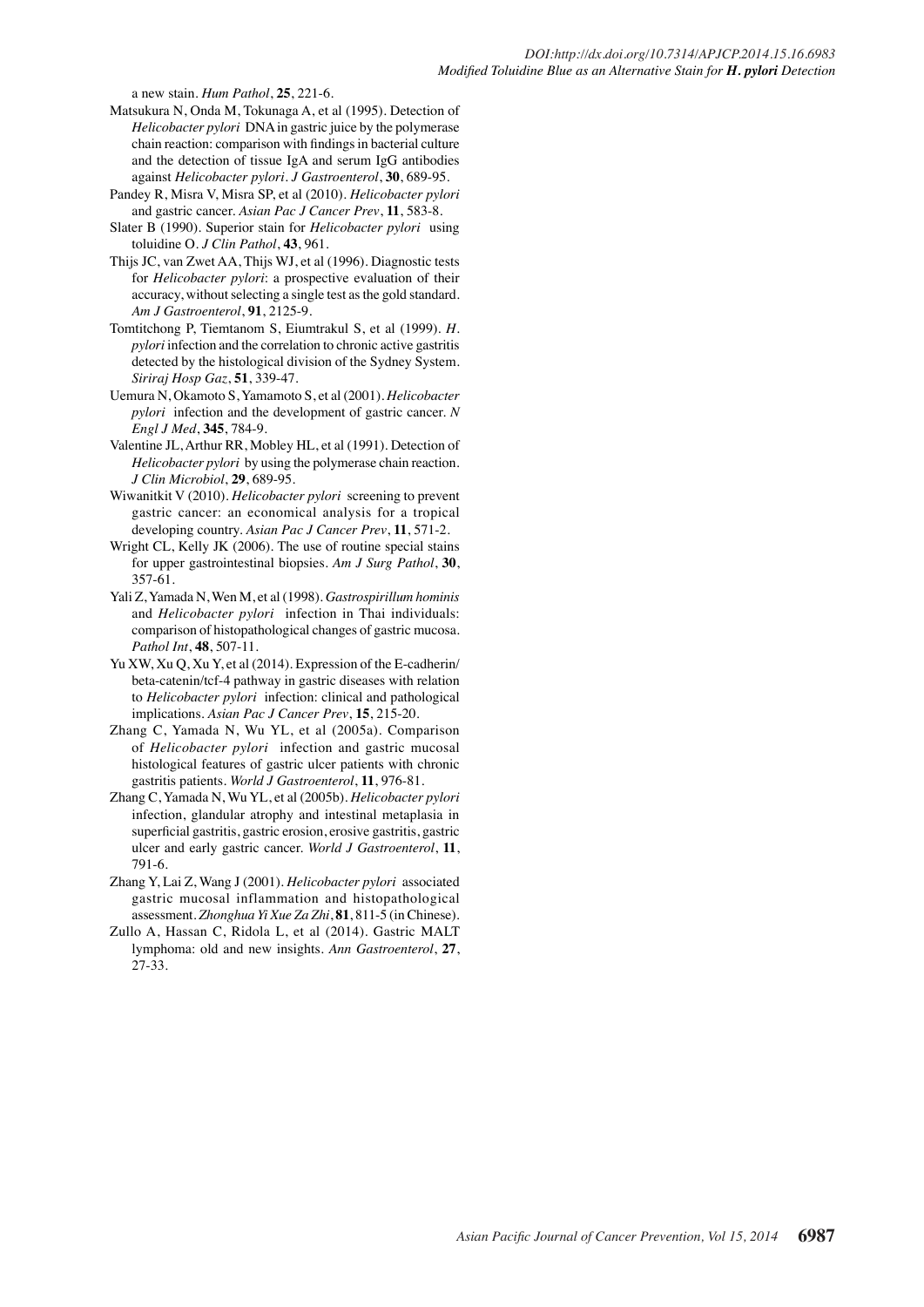a new stain. *Hum Pathol*, **25**, 221-6.

Matsukura N, Onda M, Tokunaga A, et al (1995). Detection of *Helicobacter pylori* DNA in gastric juice by the polymerase chain reaction: comparison with findings in bacterial culture and the detection of tissue IgA and serum IgG antibodies against *Helicobacter pylori*. *J Gastroenterol*, **30**, 689-95.

Pandey R, Misra V, Misra SP, et al (2010). *Helicobacter pylori* and gastric cancer. *Asian Pac J Cancer Prev*, **11**, 583-8.

Slater B (1990). Superior stain for *Helicobacter pylori* using toluidine O. *J Clin Pathol*, **43**, 961.

Thijs JC, van Zwet AA, Thijs WJ, et al (1996). Diagnostic tests for *Helicobacter pylori*: a prospective evaluation of their accuracy, without selecting a single test as the gold standard. *Am J Gastroenterol*, **91**, 2125-9.

Tomtitchong P, Tiemtanom S, Eiumtrakul S, et al (1999). *H. pylori* infection and the correlation to chronic active gastritis detected by the histological division of the Sydney System. *Siriraj Hosp Gaz*, **51**, 339-47.

Uemura N, Okamoto S, Yamamoto S, et al (2001). *Helicobacter pylori* infection and the development of gastric cancer. *N Engl J Med*, **345**, 784-9.

Valentine JL, Arthur RR, Mobley HL, et al (1991). Detection of *Helicobacter pylori* by using the polymerase chain reaction. *J Clin Microbiol*, **29**, 689-95.

Wiwanitkit V (2010). *Helicobacter pylori* screening to prevent gastric cancer: an economical analysis for a tropical developing country. *Asian Pac J Cancer Prev*, **11**, 571-2.

Wright CL, Kelly JK (2006). The use of routine special stains for upper gastrointestinal biopsies. *Am J Surg Pathol*, **30**, 357-61.

Yali Z, Yamada N, Wen M, et al (1998). *Gastrospirillum hominis* and *Helicobacter pylori* infection in Thai individuals: comparison of histopathological changes of gastric mucosa. *Pathol Int*, **48**, 507-11.

Yu XW, Xu Q, Xu Y, et al (2014). Expression of the E-cadherin/beta-catenin/tcf-4 pathway in gastric diseases with relation to *Helicobacter pylori* infection: clinical and pathological implications. *Asian Pac J Cancer Prev*, **15**, 215-20.

Zhang C, Yamada N, Wu YL, et al (2005a). Comparison of *Helicobacter pylori* infection and gastric mucosal histological features of gastric ulcer patients with chronic gastritis patients. *World J Gastroenterol*, **11**, 976-81.

Zhang C, Yamada N, Wu YL, et al (2005b). *Helicobacter pylori* infection, glandular atrophy and intestinal metaplasia in superficial gastritis, gastric erosion, erosive gastritis, gastric ulcer and early gastric cancer. *World J Gastroenterol*, **11**, 791-6.

Zhang Y, Lai Z, Wang J (2001). *Helicobacter pylori* associated gastric mucosal inflammation and histopathological assessment. *Zhonghua Yi Xue Za Zhi*, **81**, 811-5 (in Chinese).

Zullo A, Hassan C, Ridola L, et al (2014). Gastric MALT lymphoma: old and new insights. *Ann Gastroenterol*, **27**, 27-33.